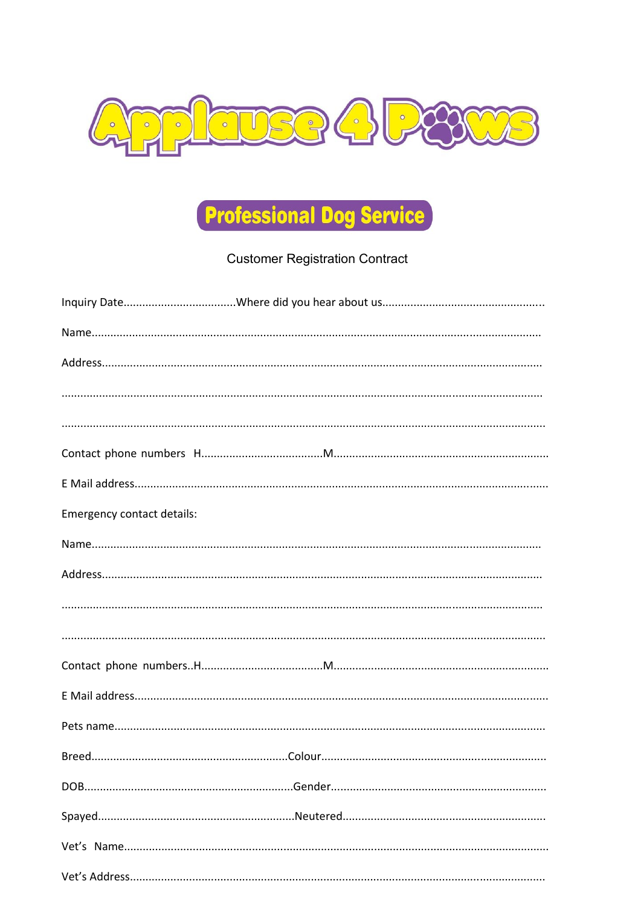# Applause 4 Paws

## Professional Dog Service

Customer Registration Contract

Inquiry Date...................................Where did you hear about us...................................................

Name...........................................................................................................................................

Address.........................................................................................................................................

......................................................................................................................................................

......................................................................................................................................................

Contact phone numbers H.......................................M....................................................................

E Mail address.................................................................................................................................

Emergency contact details:

Name...........................................................................................................................................

Address.........................................................................................................................................

......................................................................................................................................................

......................................................................................................................................................

Contact phone numbers..H.......................................M....................................................................

E Mail address.................................................................................................................................

Pets name.......................................................................................................................................

Breed..............................................................Colour.......................................................................

DOB..................................................................Gender....................................................................

Spayed..............................................................Neutered................................................................

Vet's Name.....................................................................................................................................

Vet's Address..................................................................................................................................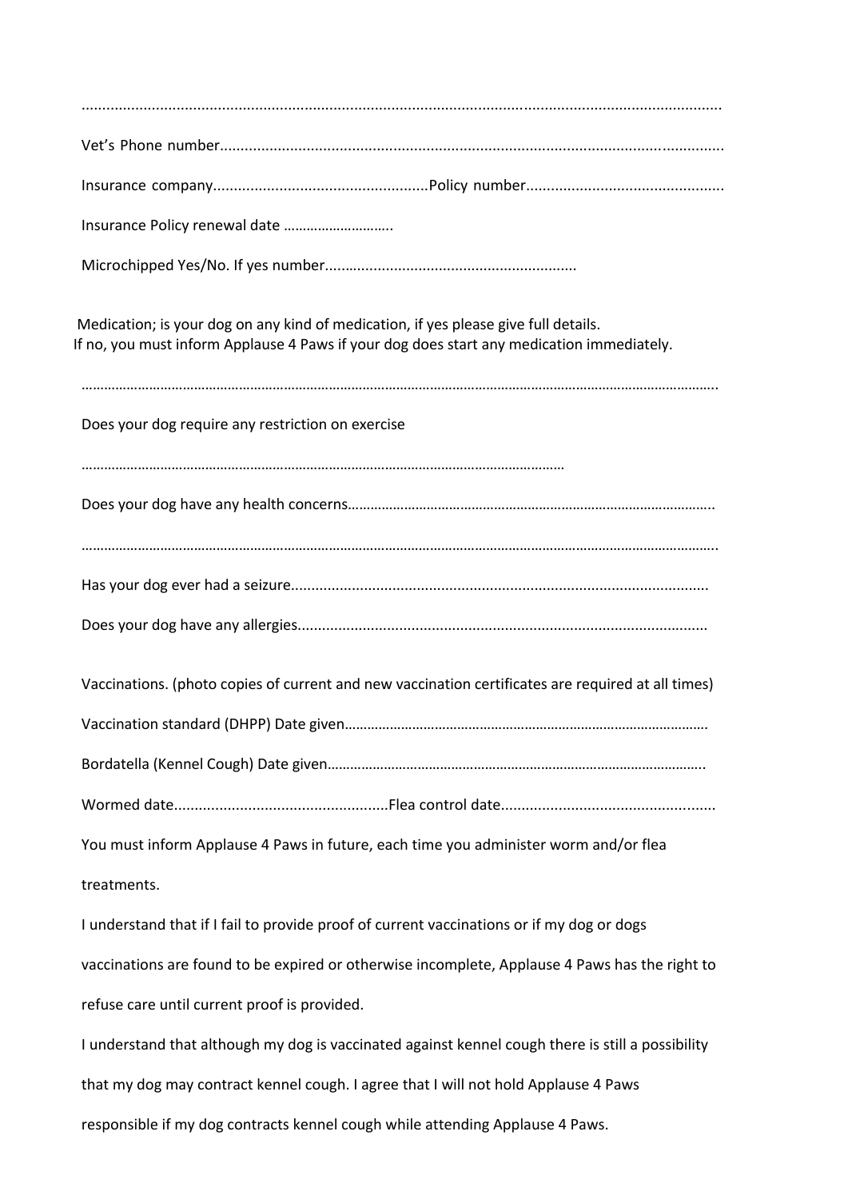..........................................................................................................................................................

Vet's Phone number..........................................................................................................................

Insurance company....................................................Policy number................................................

Insurance Policy renewal date ……………………….

Microchipped Yes/No. If yes number..........................................................

Medication; is your dog on any kind of medication, if yes please give full details.
If no, you must inform Applause 4 Paws if your dog does start any medication immediately.

……………………………………………………………………………………………………………………………………………………

Does your dog require any restriction on exercise

……………………………………………………………………………………………………

Does your dog have any health concerns……………………………………………………………………………………

……………………………………………………………………………………………………………………………………………………

Has your dog ever had a seizure......................................................................................................

Does your dog have any allergies...................................................................................................

Vaccinations. (photo copies of current and new vaccination certificates are required at all times)

Vaccination standard (DHPP) Date given……………………………………………………………………………………

Bordatella (Kennel Cough) Date given……………………………………………………………………………………..

Wormed date...................................................Flea control date...................................................

You must inform Applause 4 Paws in future, each time you administer worm and/or flea treatments.

I understand that if I fail to provide proof of current vaccinations or if my dog or dogs vaccinations are found to be expired or otherwise incomplete, Applause 4 Paws has the right to refuse care until current proof is provided.

I understand that although my dog is vaccinated against kennel cough there is still a possibility that my dog may contract kennel cough. I agree that I will not hold Applause 4 Paws responsible if my dog contracts kennel cough while attending Applause 4 Paws.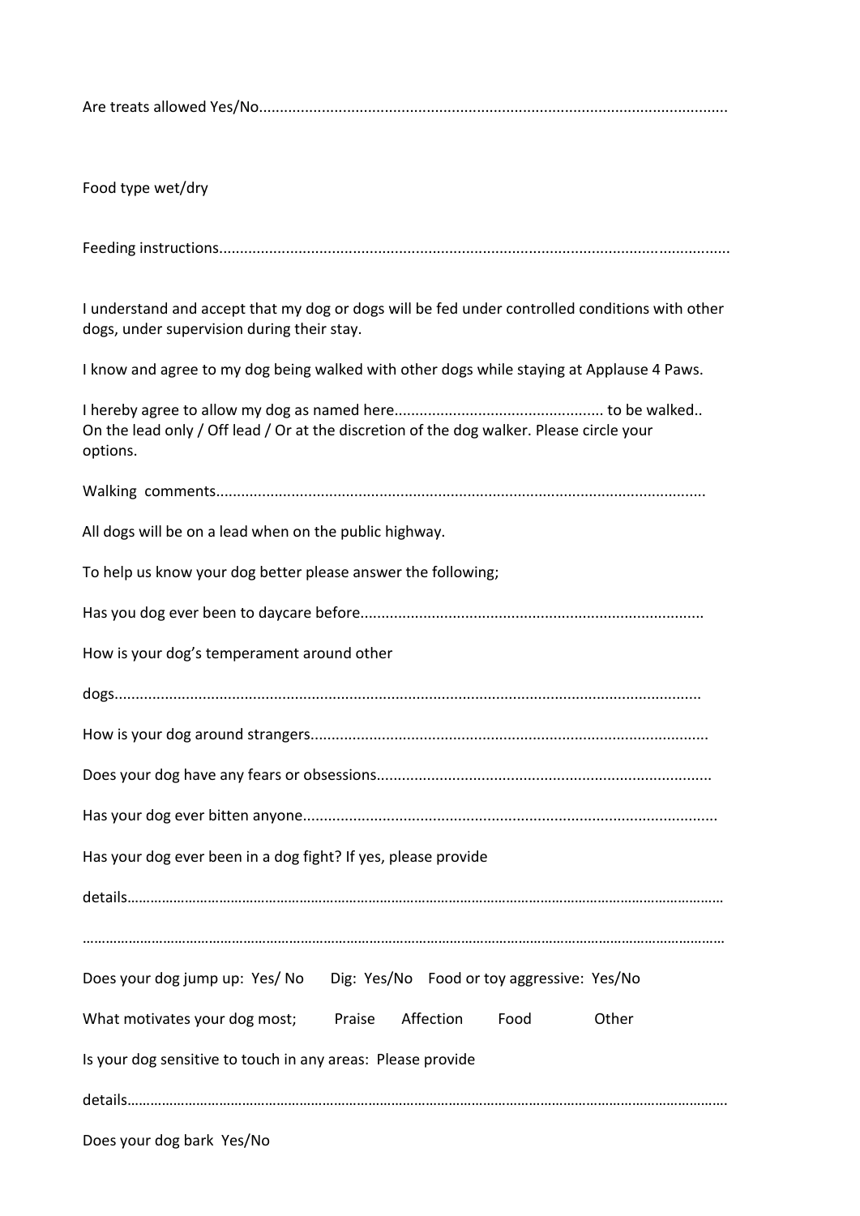Are treats allowed Yes/No...............................................................................................................

Food type wet/dry

Feeding instructions........................................................................................................................

I understand and accept that my dog or dogs will be fed under controlled conditions with other dogs, under supervision during their stay.

I know and agree to my dog being walked with other dogs while staying at Applause 4 Paws.

I hereby agree to allow my dog as named here................................................. to be walked.. On the lead only / Off lead / Or at the discretion of the dog walker. Please circle your options.

Walking comments....................................................................................................................

All dogs will be on a lead when on the public highway.

To help us know your dog better please answer the following;

Has you dog ever been to daycare before.................................................................................

How is your dog's temperament around other

dogs..........................................................................................................................................

How is your dog around strangers..............................................................................................

Does your dog have any fears or obsessions...............................................................................

Has your dog ever bitten anyone..................................................................................................

Has your dog ever been in a dog fight? If yes, please provide

details……………………………………………………………………………………………………………………………………

……………………………………………………………………………………………………………………………………………

Does your dog jump up: Yes/ No    Dig: Yes/No    Food or toy aggressive: Yes/No

What motivates your dog most;    Praise    Affection    Food    Other

Is your dog sensitive to touch in any areas: Please provide

details……………………………………………………………………………………………………………………………………

Does your dog bark Yes/No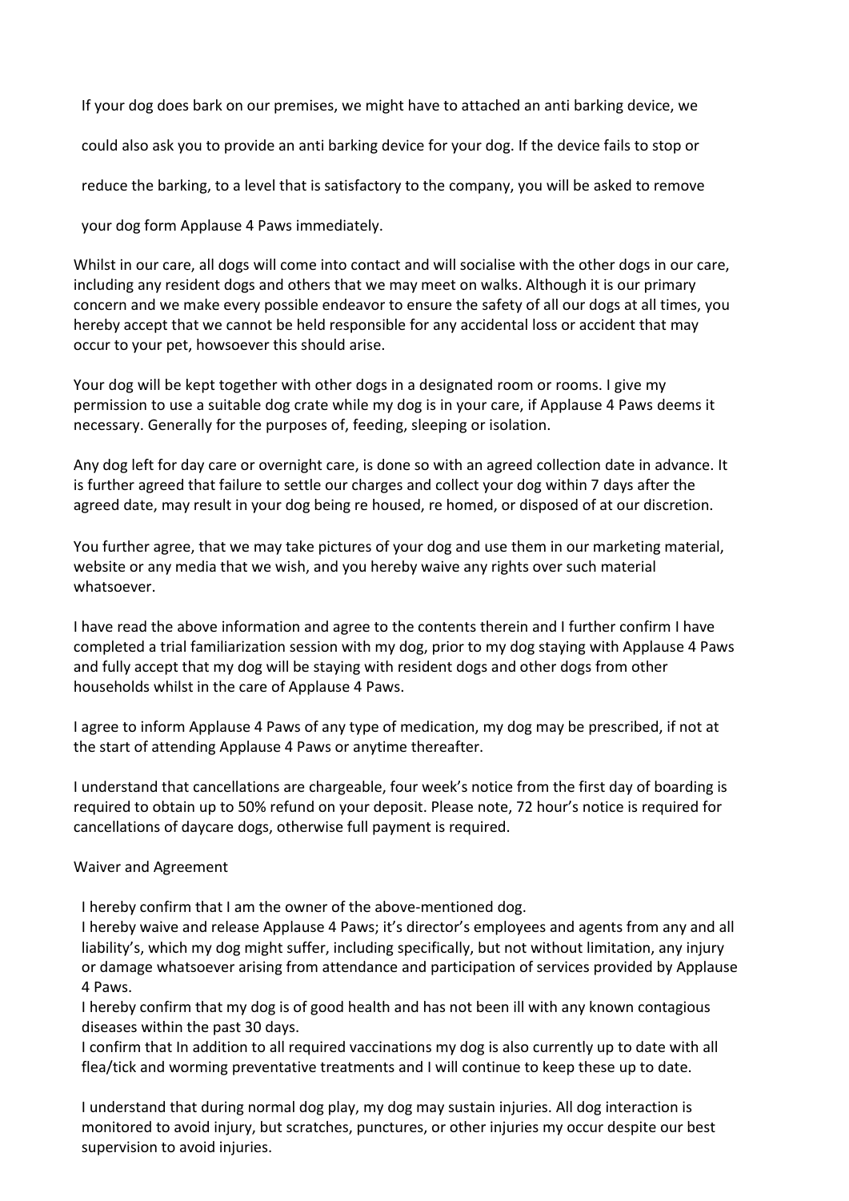If your dog does bark on our premises, we might have to attached an anti barking device, we could also ask you to provide an anti barking device for your dog. If the device fails to stop or reduce the barking, to a level that is satisfactory to the company, you will be asked to remove your dog form Applause 4 Paws immediately.

Whilst in our care, all dogs will come into contact and will socialise with the other dogs in our care, including any resident dogs and others that we may meet on walks. Although it is our primary concern and we make every possible endeavor to ensure the safety of all our dogs at all times, you hereby accept that we cannot be held responsible for any accidental loss or accident that may occur to your pet, howsoever this should arise.

Your dog will be kept together with other dogs in a designated room or rooms. I give my permission to use a suitable dog crate while my dog is in your care, if Applause 4 Paws deems it necessary. Generally for the purposes of, feeding, sleeping or isolation.

Any dog left for day care or overnight care, is done so with an agreed collection date in advance. It is further agreed that failure to settle our charges and collect your dog within 7 days after the agreed date, may result in your dog being re housed, re homed, or disposed of at our discretion.

You further agree, that we may take pictures of your dog and use them in our marketing material, website or any media that we wish, and you hereby waive any rights over such material whatsoever.

I have read the above information and agree to the contents therein and I further confirm I have completed a trial familiarization session with my dog, prior to my dog staying with Applause 4 Paws and fully accept that my dog will be staying with resident dogs and other dogs from other households whilst in the care of Applause 4 Paws.

I agree to inform Applause 4 Paws of any type of medication, my dog may be prescribed, if not at the start of attending Applause 4 Paws or anytime thereafter.

I understand that cancellations are chargeable, four week's notice from the first day of boarding is required to obtain up to 50% refund on your deposit. Please note, 72 hour's notice is required for cancellations of daycare dogs, otherwise full payment is required.

Waiver and Agreement

I hereby confirm that I am the owner of the above-mentioned dog.
I hereby waive and release Applause 4 Paws; it's director's employees and agents from any and all liability's, which my dog might suffer, including specifically, but not without limitation, any injury or damage whatsoever arising from attendance and participation of services provided by Applause 4 Paws.
I hereby confirm that my dog is of good health and has not been ill with any known contagious diseases within the past 30 days.
I confirm that In addition to all required vaccinations my dog is also currently up to date with all flea/tick and worming preventative treatments and I will continue to keep these up to date.

I understand that during normal dog play, my dog may sustain injuries. All dog interaction is monitored to avoid injury, but scratches, punctures, or other injuries my occur despite our best supervision to avoid injuries.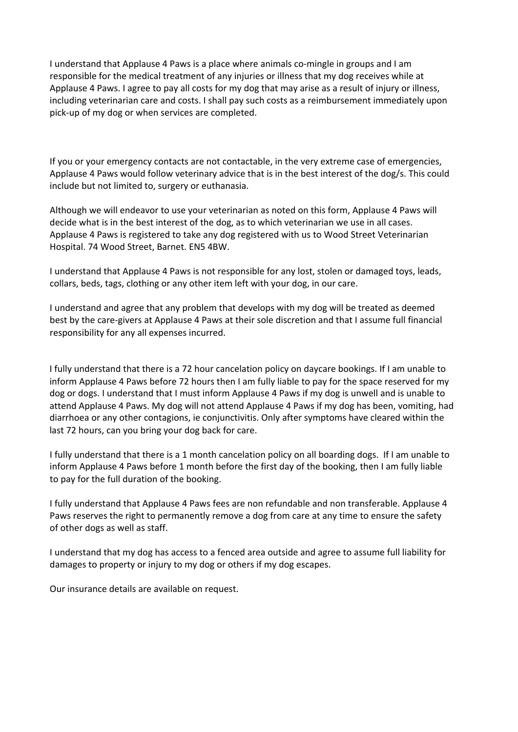I understand that Applause 4 Paws is a place where animals co-mingle in groups and I am responsible for the medical treatment of any injuries or illness that my dog receives while at Applause 4 Paws. I agree to pay all costs for my dog that may arise as a result of injury or illness, including veterinarian care and costs. I shall pay such costs as a reimbursement immediately upon pick-up of my dog or when services are completed.

If you or your emergency contacts are not contactable, in the very extreme case of emergencies, Applause 4 Paws would follow veterinary advice that is in the best interest of the dog/s. This could include but not limited to, surgery or euthanasia.

Although we will endeavor to use your veterinarian as noted on this form, Applause 4 Paws will decide what is in the best interest of the dog, as to which veterinarian we use in all cases. Applause 4 Paws is registered to take any dog registered with us to Wood Street Veterinarian Hospital. 74 Wood Street, Barnet. EN5 4BW.

I understand that Applause 4 Paws is not responsible for any lost, stolen or damaged toys, leads, collars, beds, tags, clothing or any other item left with your dog, in our care.

I understand and agree that any problem that develops with my dog will be treated as deemed best by the care-givers at Applause 4 Paws at their sole discretion and that I assume full financial responsibility for any all expenses incurred.

I fully understand that there is a 72 hour cancelation policy on daycare bookings. If I am unable to inform Applause 4 Paws before 72 hours then I am fully liable to pay for the space reserved for my dog or dogs. I understand that I must inform Applause 4 Paws if my dog is unwell and is unable to attend Applause 4 Paws. My dog will not attend Applause 4 Paws if my dog has been, vomiting, had diarrhoea or any other contagions, ie conjunctivitis. Only after symptoms have cleared within the last 72 hours, can you bring your dog back for care.

I fully understand that there is a 1 month cancelation policy on all boarding dogs. If I am unable to inform Applause 4 Paws before 1 month before the first day of the booking, then I am fully liable to pay for the full duration of the booking.

I fully understand that Applause 4 Paws fees are non refundable and non transferable. Applause 4 Paws reserves the right to permanently remove a dog from care at any time to ensure the safety of other dogs as well as staff.

I understand that my dog has access to a fenced area outside and agree to assume full liability for damages to property or injury to my dog or others if my dog escapes.

Our insurance details are available on request.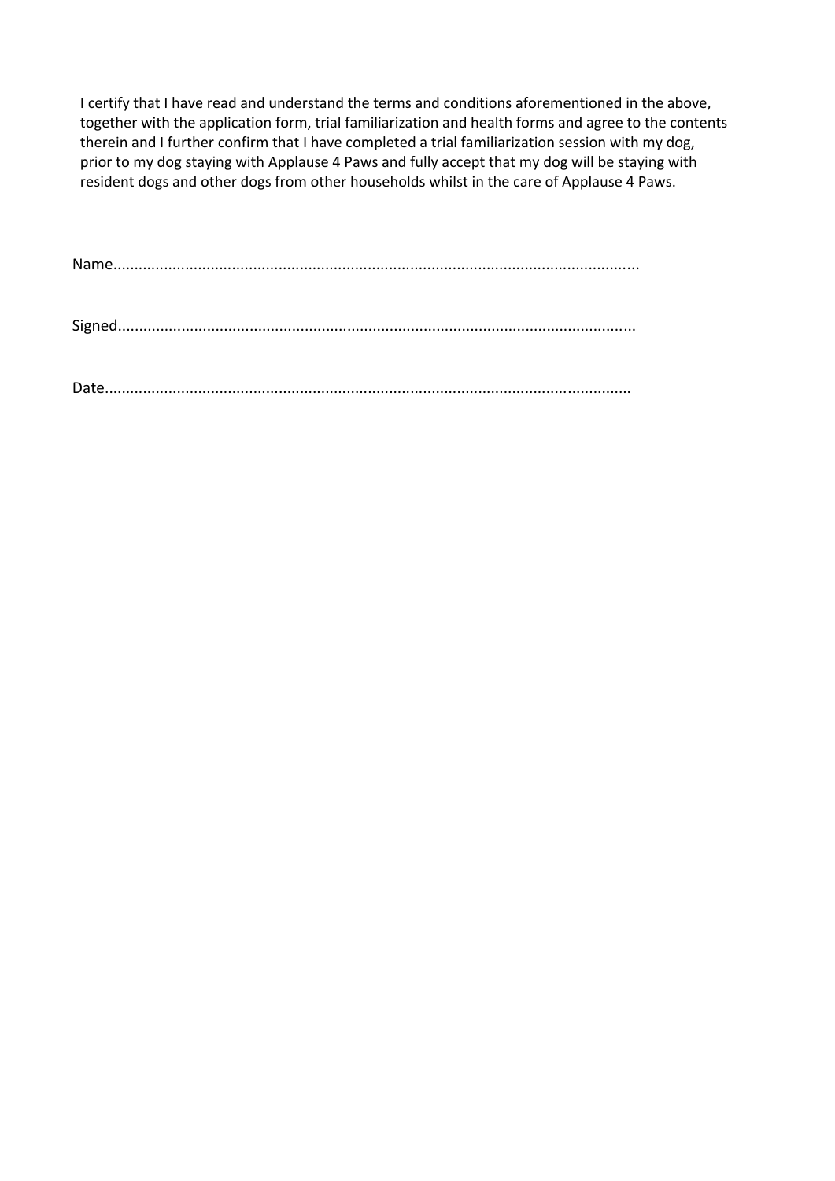I certify that I have read and understand the terms and conditions aforementioned in the above, together with the application form, trial familiarization and health forms and agree to the contents therein and I further confirm that I have completed a trial familiarization session with my dog, prior to my dog staying with Applause 4 Paws and fully accept that my dog will be staying with resident dogs and other dogs from other households whilst in the care of Applause 4 Paws.

Name.............................................................................................................................

Signed...........................................................................................................................

Date..............................................................................................................................